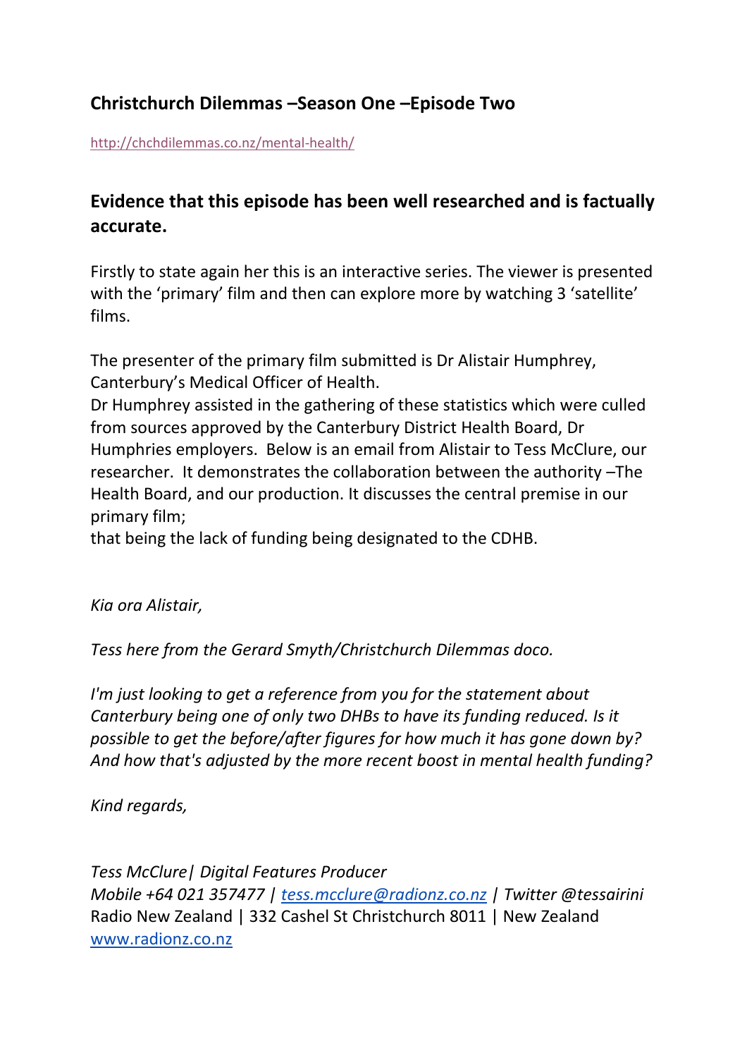## Christchurch Dilemmas –Season One –Episode Two

http://chchdilemmas.co.nz/mental-health/

### Evidence that this episode has been well researched and is factually accurate.

Firstly to state again her this is an interactive series. The viewer is presented with the 'primary' film and then can explore more by watching 3 'satellite' films.

The presenter of the primary film submitted is Dr Alistair Humphrey, Canterbury's Medical Officer of Health.
Dr Humphrey assisted in the gathering of these statistics which were culled from sources approved by the Canterbury District Health Board, Dr Humphries employers. Below is an email from Alistair to Tess McClure, our researcher. It demonstrates the collaboration between the authority –The Health Board, and our production. It discusses the central premise in our primary film;
that being the lack of funding being designated to the CDHB.

*Kia ora Alistair,*

*Tess here from the Gerard Smyth/Christchurch Dilemmas doco.*

*I'm just looking to get a reference from you for the statement about Canterbury being one of only two DHBs to have its funding reduced. Is it possible to get the before/after figures for how much it has gone down by? And how that's adjusted by the more recent boost in mental health funding?*

*Kind regards,*

*Tess McClure| Digital Features Producer*
*Mobile +64 021 357477 | tess.mcclure@radionz.co.nz | Twitter @tessairini*
Radio New Zealand | 332 Cashel St Christchurch 8011 | New Zealand
www.radionz.co.nz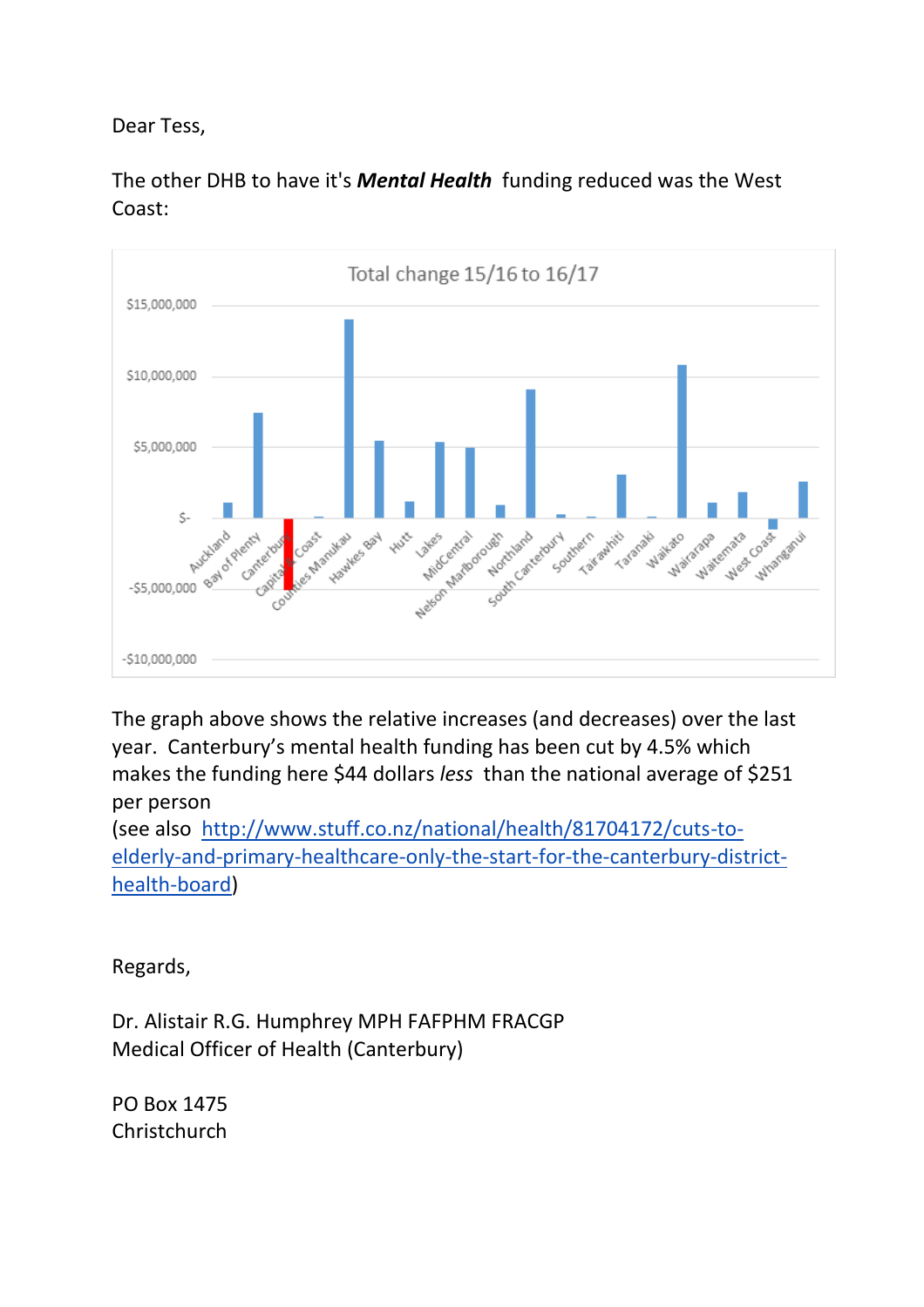Dear Tess,

The other DHB to have it's ***Mental Health*** funding reduced was the West Coast:

The graph above shows the relative increases (and decreases) over the last year. Canterbury's mental health funding has been cut by 4.5% which makes the funding here $44 dollars *less* than the national average of $251 per person
(see also [http://www.stuff.co.nz/national/health/81704172/cuts-to-elderly-and-primary-healthcare-only-the-start-for-the-canterbury-district-health-board](http://www.stuff.co.nz/national/health/81704172/cuts-to-elderly-and-primary-healthcare-only-the-start-for-the-canterbury-district-health-board))

Regards,

Dr. Alistair R.G. Humphrey MPH FAFPHM FRACGP
Medical Officer of Health (Canterbury)

PO Box 1475
Christchurch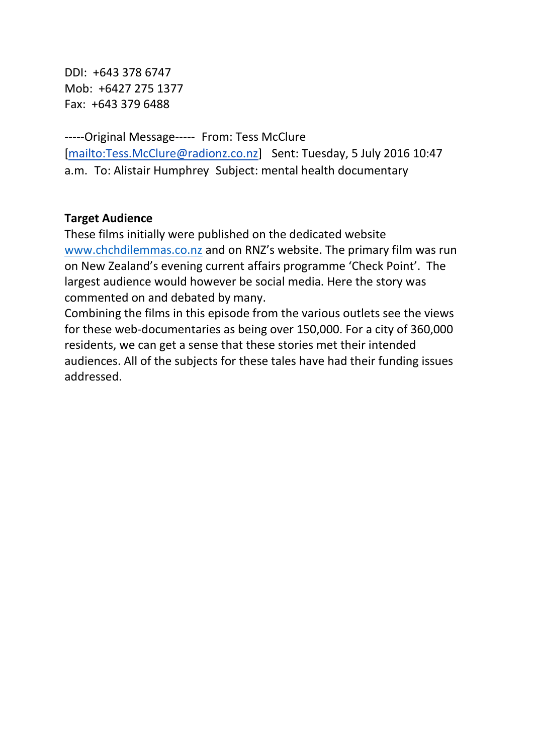DDI: +643 378 6747
Mob: +6427 275 1377
Fax: +643 379 6488

-----Original Message----- From: Tess McClure [mailto:Tess.McClure@radionz.co.nz] Sent: Tuesday, 5 July 2016 10:47 a.m. To: Alistair Humphrey Subject: mental health documentary

**Target Audience**

These films initially were published on the dedicated website www.chchdilemmas.co.nz and on RNZ's website. The primary film was run on New Zealand's evening current affairs programme 'Check Point'. The largest audience would however be social media. Here the story was commented on and debated by many.

Combining the films in this episode from the various outlets see the views for these web-documentaries as being over 150,000. For a city of 360,000 residents, we can get a sense that these stories met their intended audiences. All of the subjects for these tales have had their funding issues addressed.